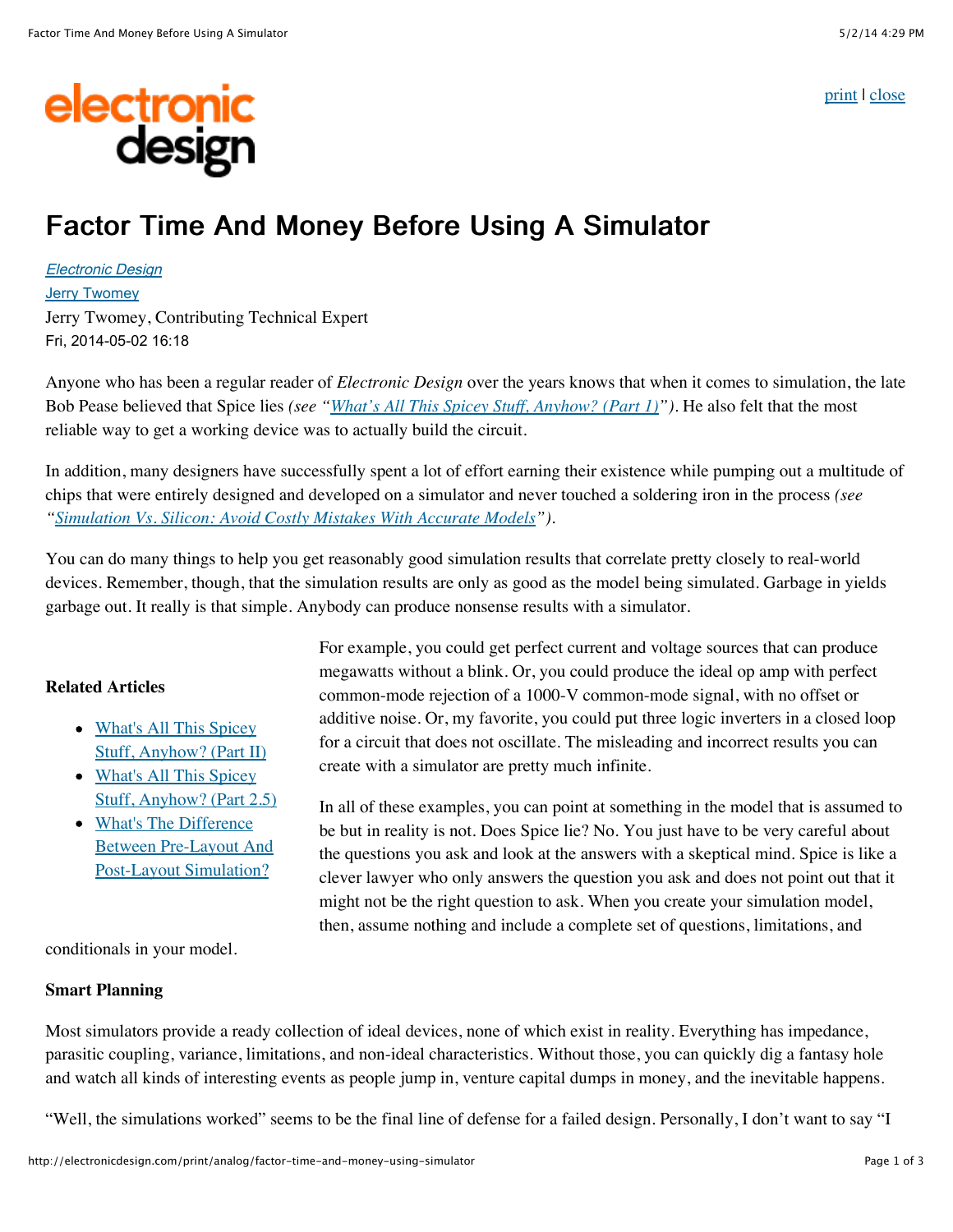# Factor Time And Money Before Using A Simulator

[Electronic Design](#)
[Jerry Twomey](#)
Jerry Twomey, Contributing Technical Expert
Fri, 2014-05-02 16:18

Anyone who has been a regular reader of *Electronic Design* over the years knows that when it comes to simulation, the late Bob Pease believed that Spice lies *(see "What's All This Spicey Stuff, Anyhow? (Part 1)")*. He also felt that the most reliable way to get a working device was to actually build the circuit.

In addition, many designers have successfully spent a lot of effort earning their existence while pumping out a multitude of chips that were entirely designed and developed on a simulator and never touched a soldering iron in the process *(see "Simulation Vs. Silicon: Avoid Costly Mistakes With Accurate Models")*.

You can do many things to help you get reasonably good simulation results that correlate pretty closely to real-world devices. Remember, though, that the simulation results are only as good as the model being simulated. Garbage in yields garbage out. It really is that simple. Anybody can produce nonsense results with a simulator.

For example, you could get perfect current and voltage sources that can produce megawatts without a blink. Or, you could produce the ideal op amp with perfect common-mode rejection of a 1000-V common-mode signal, with no offset or additive noise. Or, my favorite, you could put three logic inverters in a closed loop for a circuit that does not oscillate. The misleading and incorrect results you can create with a simulator are pretty much infinite.

In all of these examples, you can point at something in the model that is assumed to be but in reality is not. Does Spice lie? No. You just have to be very careful about the questions you ask and look at the answers with a skeptical mind. Spice is like a clever lawyer who only answers the question you ask and does not point out that it might not be the right question to ask. When you create your simulation model, then, assume nothing and include a complete set of questions, limitations, and conditionals in your model.

**Related Articles**

- [What's All This Spicey Stuff, Anyhow? (Part II)](#)
- [What's All This Spicey Stuff, Anyhow? (Part 2.5)](#)
- [What's The Difference Between Pre-Layout And Post-Layout Simulation?](#)

**Smart Planning**

Most simulators provide a ready collection of ideal devices, none of which exist in reality. Everything has impedance, parasitic coupling, variance, limitations, and non-ideal characteristics. Without those, you can quickly dig a fantasy hole and watch all kinds of interesting events as people jump in, venture capital dumps in money, and the inevitable happens.

"Well, the simulations worked" seems to be the final line of defense for a failed design. Personally, I don't want to say "I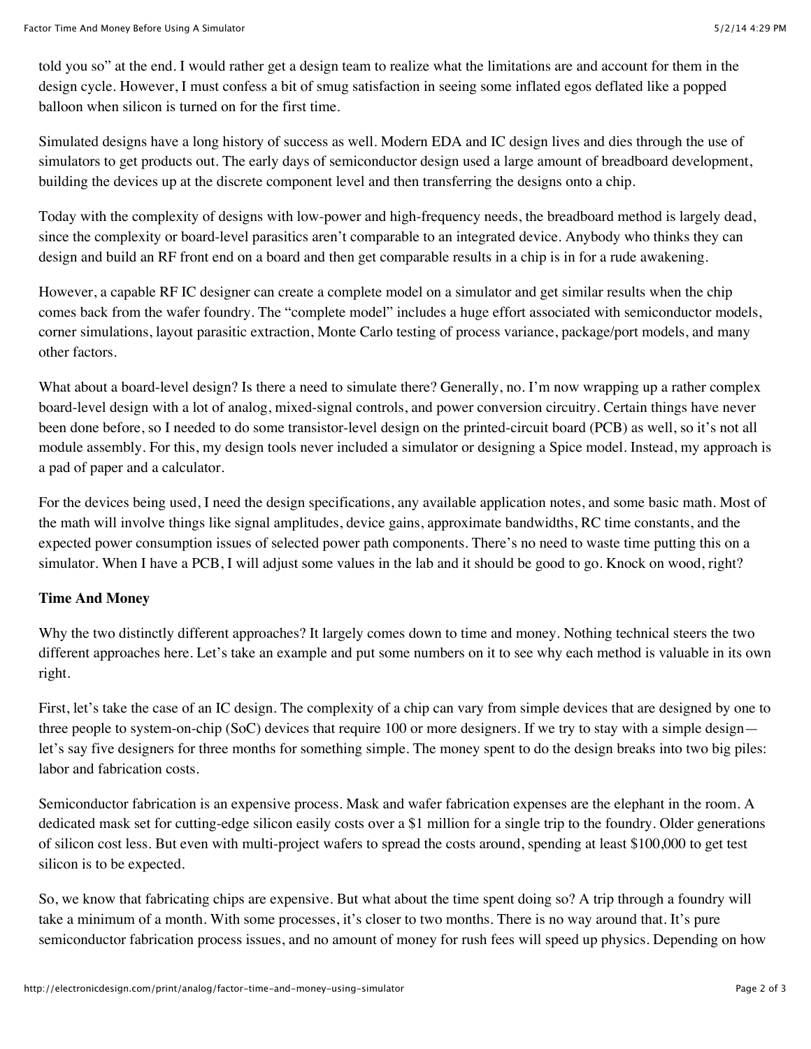told you so" at the end. I would rather get a design team to realize what the limitations are and account for them in the design cycle. However, I must confess a bit of smug satisfaction in seeing some inflated egos deflated like a popped balloon when silicon is turned on for the first time.

Simulated designs have a long history of success as well. Modern EDA and IC design lives and dies through the use of simulators to get products out. The early days of semiconductor design used a large amount of breadboard development, building the devices up at the discrete component level and then transferring the designs onto a chip.

Today with the complexity of designs with low-power and high-frequency needs, the breadboard method is largely dead, since the complexity or board-level parasitics aren't comparable to an integrated device. Anybody who thinks they can design and build an RF front end on a board and then get comparable results in a chip is in for a rude awakening.

However, a capable RF IC designer can create a complete model on a simulator and get similar results when the chip comes back from the wafer foundry. The "complete model" includes a huge effort associated with semiconductor models, corner simulations, layout parasitic extraction, Monte Carlo testing of process variance, package/port models, and many other factors.

What about a board-level design? Is there a need to simulate there? Generally, no. I'm now wrapping up a rather complex board-level design with a lot of analog, mixed-signal controls, and power conversion circuitry. Certain things have never been done before, so I needed to do some transistor-level design on the printed-circuit board (PCB) as well, so it's not all module assembly. For this, my design tools never included a simulator or designing a Spice model. Instead, my approach is a pad of paper and a calculator.

For the devices being used, I need the design specifications, any available application notes, and some basic math. Most of the math will involve things like signal amplitudes, device gains, approximate bandwidths, RC time constants, and the expected power consumption issues of selected power path components. There's no need to waste time putting this on a simulator. When I have a PCB, I will adjust some values in the lab and it should be good to go. Knock on wood, right?

**Time And Money**

Why the two distinctly different approaches? It largely comes down to time and money. Nothing technical steers the two different approaches here. Let's take an example and put some numbers on it to see why each method is valuable in its own right.

First, let's take the case of an IC design. The complexity of a chip can vary from simple devices that are designed by one to three people to system-on-chip (SoC) devices that require 100 or more designers. If we try to stay with a simple design—let's say five designers for three months for something simple. The money spent to do the design breaks into two big piles: labor and fabrication costs.

Semiconductor fabrication is an expensive process. Mask and wafer fabrication expenses are the elephant in the room. A dedicated mask set for cutting-edge silicon easily costs over a $1 million for a single trip to the foundry. Older generations of silicon cost less. But even with multi-project wafers to spread the costs around, spending at least $100,000 to get test silicon is to be expected.

So, we know that fabricating chips are expensive. But what about the time spent doing so? A trip through a foundry will take a minimum of a month. With some processes, it's closer to two months. There is no way around that. It's pure semiconductor fabrication process issues, and no amount of money for rush fees will speed up physics. Depending on how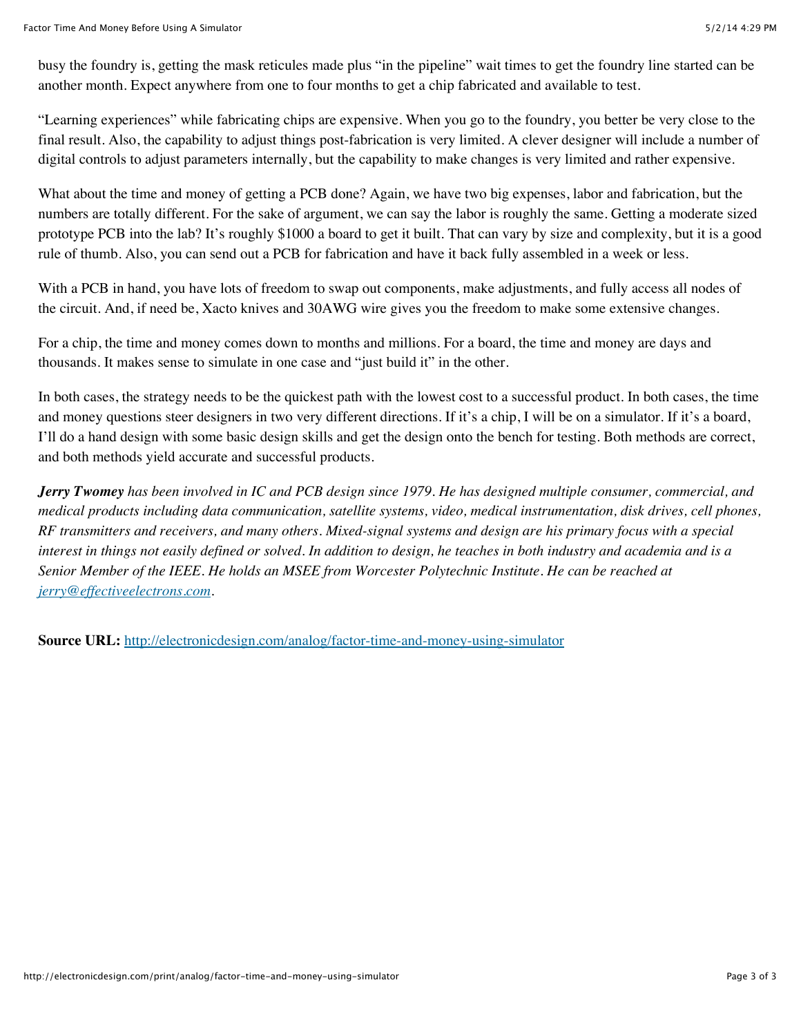busy the foundry is, getting the mask reticules made plus "in the pipeline" wait times to get the foundry line started can be another month. Expect anywhere from one to four months to get a chip fabricated and available to test.

"Learning experiences" while fabricating chips are expensive. When you go to the foundry, you better be very close to the final result. Also, the capability to adjust things post-fabrication is very limited. A clever designer will include a number of digital controls to adjust parameters internally, but the capability to make changes is very limited and rather expensive.

What about the time and money of getting a PCB done? Again, we have two big expenses, labor and fabrication, but the numbers are totally different. For the sake of argument, we can say the labor is roughly the same. Getting a moderate sized prototype PCB into the lab? It's roughly $1000 a board to get it built. That can vary by size and complexity, but it is a good rule of thumb. Also, you can send out a PCB for fabrication and have it back fully assembled in a week or less.

With a PCB in hand, you have lots of freedom to swap out components, make adjustments, and fully access all nodes of the circuit. And, if need be, Xacto knives and 30AWG wire gives you the freedom to make some extensive changes.

For a chip, the time and money comes down to months and millions. For a board, the time and money are days and thousands. It makes sense to simulate in one case and "just build it" in the other.

In both cases, the strategy needs to be the quickest path with the lowest cost to a successful product. In both cases, the time and money questions steer designers in two very different directions. If it's a chip, I will be on a simulator. If it's a board, I'll do a hand design with some basic design skills and get the design onto the bench for testing. Both methods are correct, and both methods yield accurate and successful products.

***Jerry Twomey** has been involved in IC and PCB design since 1979. He has designed multiple consumer, commercial, and medical products including data communication, satellite systems, video, medical instrumentation, disk drives, cell phones, RF transmitters and receivers, and many others. Mixed-signal systems and design are his primary focus with a special interest in things not easily defined or solved. In addition to design, he teaches in both industry and academia and is a Senior Member of the IEEE. He holds an MSEE from Worcester Polytechnic Institute. He can be reached at [jerry@effectiveelectrons.com](mailto:jerry@effectiveelectrons.com).*

**Source URL:** [http://electronicdesign.com/analog/factor-time-and-money-using-simulator](http://electronicdesign.com/analog/factor-time-and-money-using-simulator)